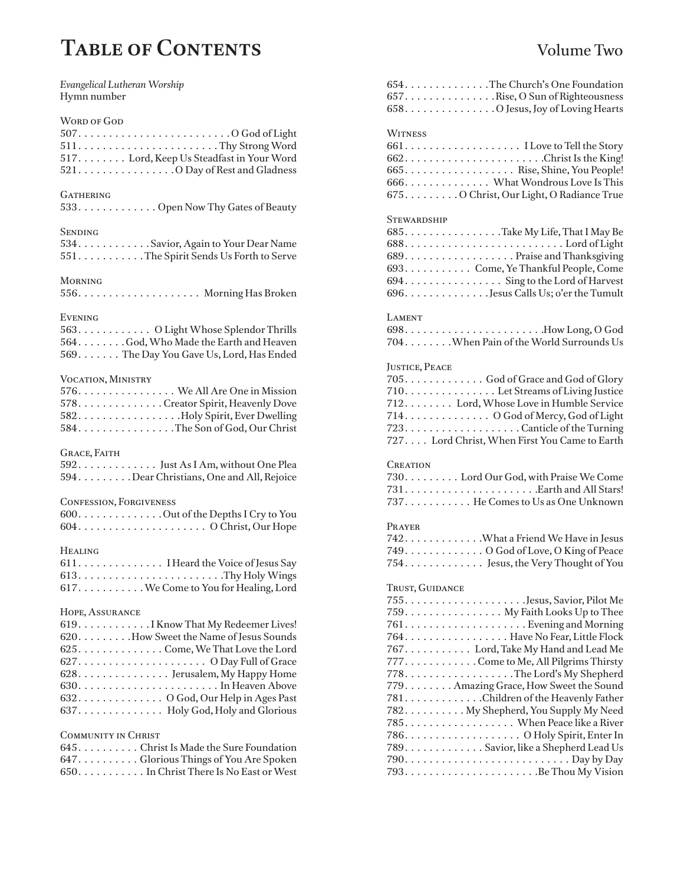// Table of Contents — Volume Two

# Table of Contents

Volume Two

*Evangelical Lutheran Worship*
Hymn number

### Word of God

507. . . . . . . . . . O God of Light
511. . . . . . . . . . Thy Strong Word
517. . . . . . . . . . Lord, Keep Us Steadfast in Your Word
521. . . . . . . . . . O Day of Rest and Gladness

### Gathering

533. . . . . . . . . . Open Now Thy Gates of Beauty

### Sending

534. . . . . . . . . . Savior, Again to Your Dear Name
551. . . . . . . . . . The Spirit Sends Us Forth to Serve

### Morning

556. . . . . . . . . . Morning Has Broken

### Evening

563. . . . . . . . . . O Light Whose Splendor Thrills
564. . . . . . . . . . God, Who Made the Earth and Heaven
569. . . . . . . . . . The Day You Gave Us, Lord, Has Ended

### Vocation, Ministry

576. . . . . . . . . . We All Are One in Mission
578. . . . . . . . . . Creator Spirit, Heavenly Dove
582. . . . . . . . . . Holy Spirit, Ever Dwelling
584. . . . . . . . . . The Son of God, Our Christ

### Grace, Faith

592. . . . . . . . . . Just As I Am, without One Plea
594. . . . . . . . . . Dear Christians, One and All, Rejoice

### Confession, Forgiveness

600. . . . . . . . . . Out of the Depths I Cry to You
604. . . . . . . . . . O Christ, Our Hope

### Healing

611. . . . . . . . . . I Heard the Voice of Jesus Say
613. . . . . . . . . . Thy Holy Wings
617. . . . . . . . . . We Come to You for Healing, Lord

### Hope, Assurance

619. . . . . . . . . . I Know That My Redeemer Lives!
620. . . . . . . . . . How Sweet the Name of Jesus Sounds
625. . . . . . . . . . Come, We That Love the Lord
627. . . . . . . . . . O Day Full of Grace
628. . . . . . . . . . Jerusalem, My Happy Home
630. . . . . . . . . . In Heaven Above
632. . . . . . . . . . O God, Our Help in Ages Past
637. . . . . . . . . . Holy God, Holy and Glorious

### Community in Christ

645. . . . . . . . . . Christ Is Made the Sure Foundation
647. . . . . . . . . . Glorious Things of You Are Spoken
650. . . . . . . . . . In Christ There Is No East or West
654. . . . . . . . . . The Church's One Foundation
657. . . . . . . . . . Rise, O Sun of Righteousness
658. . . . . . . . . . O Jesus, Joy of Loving Hearts

### Witness

661. . . . . . . . . . I Love to Tell the Story
662. . . . . . . . . . Christ Is the King!
665. . . . . . . . . . Rise, Shine, You People!
666. . . . . . . . . . What Wondrous Love Is This
675. . . . . . . . . . O Christ, Our Light, O Radiance True

### Stewardship

685. . . . . . . . . . Take My Life, That I May Be
688. . . . . . . . . . Lord of Light
689. . . . . . . . . . Praise and Thanksgiving
693. . . . . . . . . . Come, Ye Thankful People, Come
694. . . . . . . . . . Sing to the Lord of Harvest
696. . . . . . . . . . Jesus Calls Us; o'er the Tumult

### Lament

698. . . . . . . . . . How Long, O God
704. . . . . . . . . . When Pain of the World Surrounds Us

### Justice, Peace

705. . . . . . . . . . God of Grace and God of Glory
710. . . . . . . . . . Let Streams of Living Justice
712. . . . . . . . . . Lord, Whose Love in Humble Service
714. . . . . . . . . . O God of Mercy, God of Light
723. . . . . . . . . . Canticle of the Turning
727. . . . . . . . . . Lord Christ, When First You Came to Earth

### Creation

730. . . . . . . . . . Lord Our God, with Praise We Come
731. . . . . . . . . . Earth and All Stars!
737. . . . . . . . . . He Comes to Us as One Unknown

### Prayer

742. . . . . . . . . . What a Friend We Have in Jesus
749. . . . . . . . . . O God of Love, O King of Peace
754. . . . . . . . . . Jesus, the Very Thought of You

### Trust, Guidance

755. . . . . . . . . . Jesus, Savior, Pilot Me
759. . . . . . . . . . My Faith Looks Up to Thee
761. . . . . . . . . . Evening and Morning
764. . . . . . . . . . Have No Fear, Little Flock
767. . . . . . . . . . Lord, Take My Hand and Lead Me
777. . . . . . . . . . Come to Me, All Pilgrims Thirsty
778. . . . . . . . . . The Lord's My Shepherd
779. . . . . . . . . . Amazing Grace, How Sweet the Sound
781. . . . . . . . . . Children of the Heavenly Father
782. . . . . . . . . . My Shepherd, You Supply My Need
785. . . . . . . . . . When Peace like a River
786. . . . . . . . . . O Holy Spirit, Enter In
789. . . . . . . . . . Savior, like a Shepherd Lead Us
790. . . . . . . . . . Day by Day
793. . . . . . . . . . Be Thou My Vision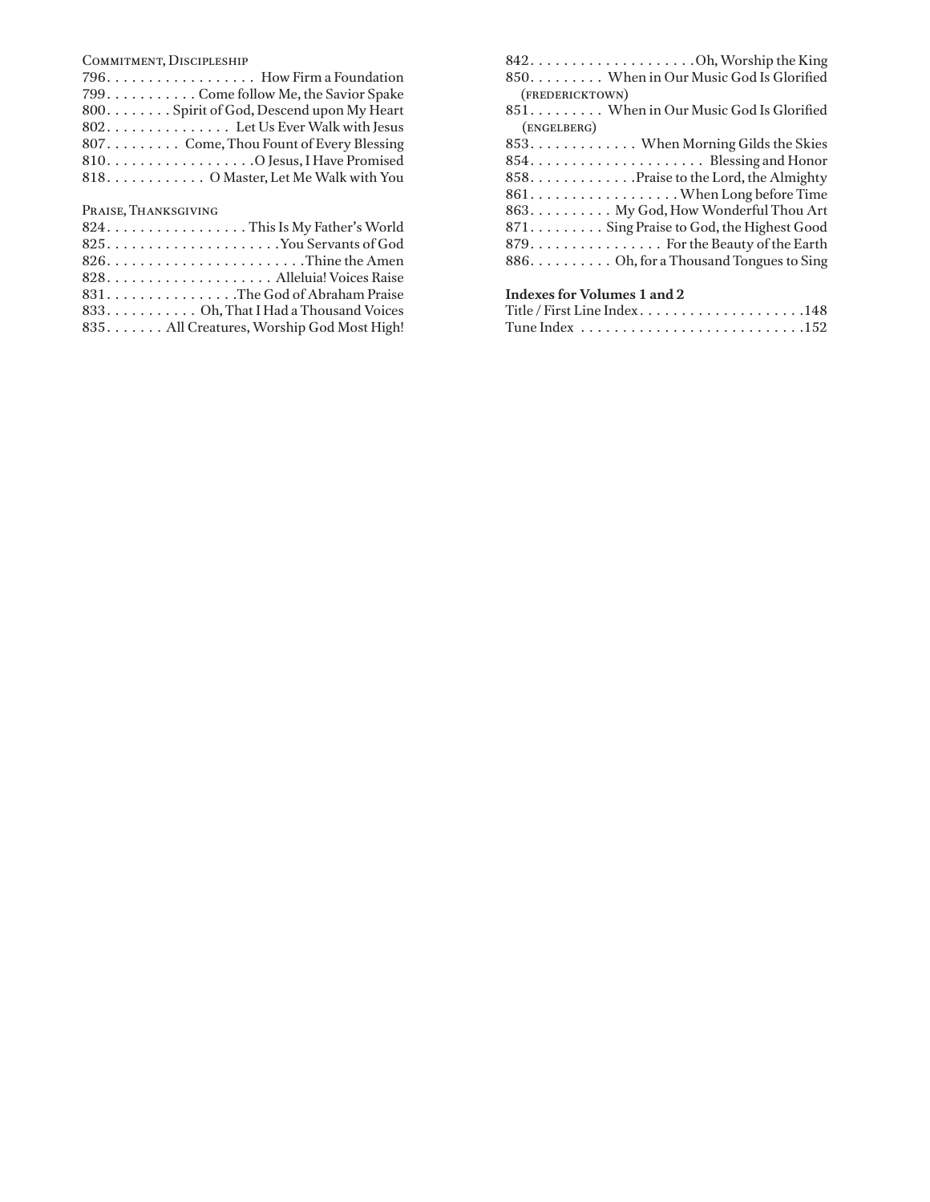Commitment, Discipleship

796. . . . . . . . . . . . . . . . . . How Firm a Foundation
799. . . . . . . . . . . Come follow Me, the Savior Spake
800. . . . . . . . Spirit of God, Descend upon My Heart
802. . . . . . . . . . . . . . . Let Us Ever Walk with Jesus
807. . . . . . . . . Come, Thou Fount of Every Blessing
810. . . . . . . . . . . . . . . . . .O Jesus, I Have Promised
818. . . . . . . . . . . . O Master, Let Me Walk with You

Praise, Thanksgiving

824. . . . . . . . . . . . . . . . . This Is My Father's World
825. . . . . . . . . . . . . . . . . . . . .You Servants of God
826. . . . . . . . . . . . . . . . . . . . . . . .Thine the Amen
828. . . . . . . . . . . . . . . . . . . . Alleluia! Voices Raise
831. . . . . . . . . . . . . . . .The God of Abraham Praise
833. . . . . . . . . . . Oh, That I Had a Thousand Voices
835. . . . . . . All Creatures, Worship God Most High!
842. . . . . . . . . . . . . . . . . . . .Oh, Worship the King
850. . . . . . . . . When in Our Music God Is Glorified (fredericktown)
851. . . . . . . . . When in Our Music God Is Glorified (engelberg)
853. . . . . . . . . . . . . When Morning Gilds the Skies
854. . . . . . . . . . . . . . . . . . . . . Blessing and Honor
858. . . . . . . . . . . . .Praise to the Lord, the Almighty
861. . . . . . . . . . . . . . . . . . When Long before Time
863. . . . . . . . . . My God, How Wonderful Thou Art
871. . . . . . . . . Sing Praise to God, the Highest Good
879. . . . . . . . . . . . . . . . For the Beauty of the Earth
886. . . . . . . . . . Oh, for a Thousand Tongues to Sing

**Indexes for Volumes 1 and 2**

Title / First Line Index. . . . . . . . . . . . . . . . . . . .148
Tune Index . . . . . . . . . . . . . . . . . . . . . . . . . . .152